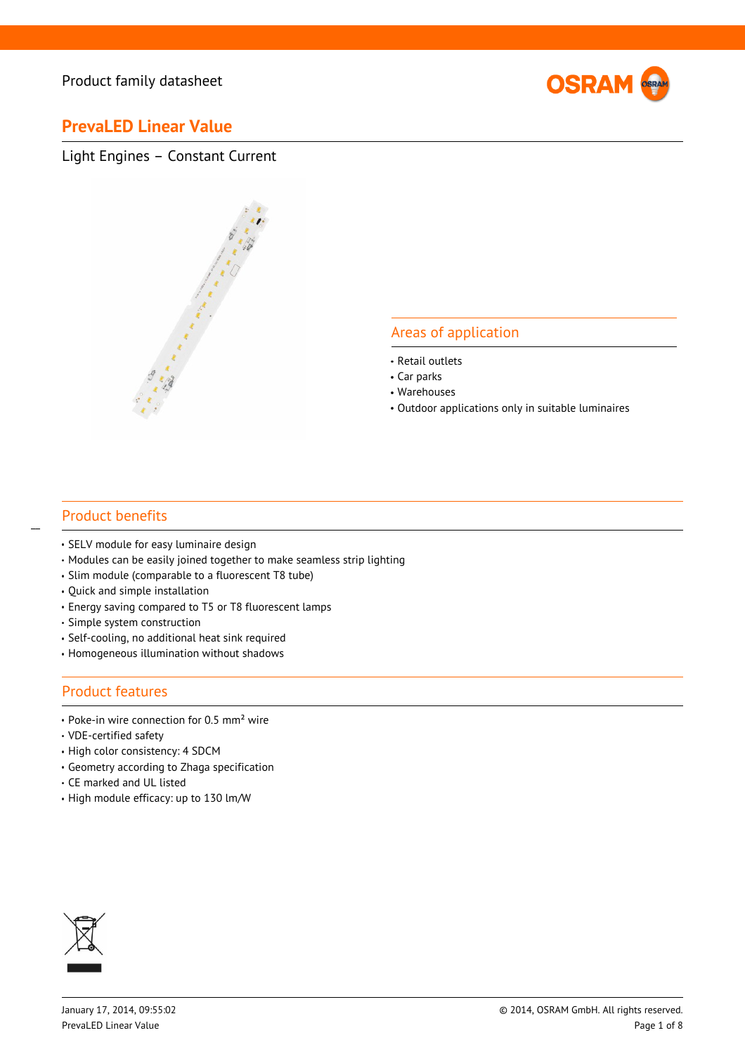Product family datasheet

# PrevaLED Linear Value

Light Engines – Constant Current

## Areas of application

- Retail outlets
- Car parks
- Warehouses
- Outdoor applications only in suitable luminaires

## Product benefits

- SELV module for easy luminaire design
- Modules can be easily joined together to make seamless strip lighting
- Slim module (comparable to a fluorescent T8 tube)
- Quick and simple installation
- Energy saving compared to T5 or T8 fluorescent lamps
- Simple system construction
- Self-cooling, no additional heat sink required
- Homogeneous illumination without shadows

## Product features

- Poke-in wire connection for 0.5 mm² wire
- VDE-certified safety
- High color consistency: 4 SDCM
- Geometry according to Zhaga specification
- CE marked and UL listed
- High module efficacy: up to 130 lm/W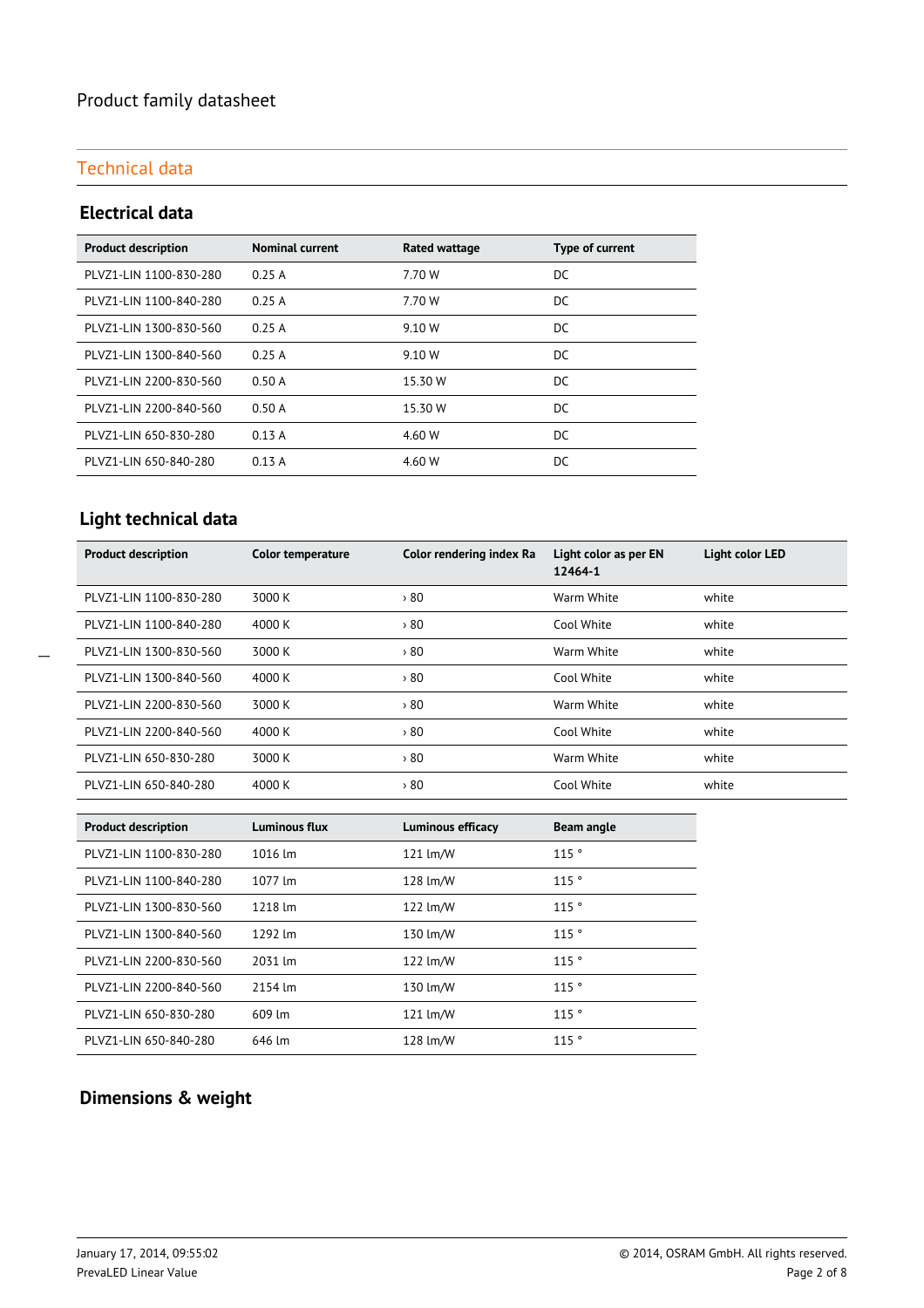Product family datasheet

## Technical data

### Electrical data

| Product description | Nominal current | Rated wattage | Type of current |
|---|---|---|---|
| PLVZ1-LIN 1100-830-280 | 0.25 A | 7.70 W | DC |
| PLVZ1-LIN 1100-840-280 | 0.25 A | 7.70 W | DC |
| PLVZ1-LIN 1300-830-560 | 0.25 A | 9.10 W | DC |
| PLVZ1-LIN 1300-840-560 | 0.25 A | 9.10 W | DC |
| PLVZ1-LIN 2200-830-560 | 0.50 A | 15.30 W | DC |
| PLVZ1-LIN 2200-840-560 | 0.50 A | 15.30 W | DC |
| PLVZ1-LIN 650-830-280 | 0.13 A | 4.60 W | DC |
| PLVZ1-LIN 650-840-280 | 0.13 A | 4.60 W | DC |

### Light technical data

| Product description | Color temperature | Color rendering index Ra | Light color as per EN 12464-1 | Light color LED |
|---|---|---|---|---|
| PLVZ1-LIN 1100-830-280 | 3000 K | › 80 | Warm White | white |
| PLVZ1-LIN 1100-840-280 | 4000 K | › 80 | Cool White | white |
| PLVZ1-LIN 1300-830-560 | 3000 K | › 80 | Warm White | white |
| PLVZ1-LIN 1300-840-560 | 4000 K | › 80 | Cool White | white |
| PLVZ1-LIN 2200-830-560 | 3000 K | › 80 | Warm White | white |
| PLVZ1-LIN 2200-840-560 | 4000 K | › 80 | Cool White | white |
| PLVZ1-LIN 650-830-280 | 3000 K | › 80 | Warm White | white |
| PLVZ1-LIN 650-840-280 | 4000 K | › 80 | Cool White | white |

| Product description | Luminous flux | Luminous efficacy | Beam angle |
|---|---|---|---|
| PLVZ1-LIN 1100-830-280 | 1016 lm | 121 lm/W | 115 ° |
| PLVZ1-LIN 1100-840-280 | 1077 lm | 128 lm/W | 115 ° |
| PLVZ1-LIN 1300-830-560 | 1218 lm | 122 lm/W | 115 ° |
| PLVZ1-LIN 1300-840-560 | 1292 lm | 130 lm/W | 115 ° |
| PLVZ1-LIN 2200-830-560 | 2031 lm | 122 lm/W | 115 ° |
| PLVZ1-LIN 2200-840-560 | 2154 lm | 130 lm/W | 115 ° |
| PLVZ1-LIN 650-830-280 | 609 lm | 121 lm/W | 115 ° |
| PLVZ1-LIN 650-840-280 | 646 lm | 128 lm/W | 115 ° |

### Dimensions & weight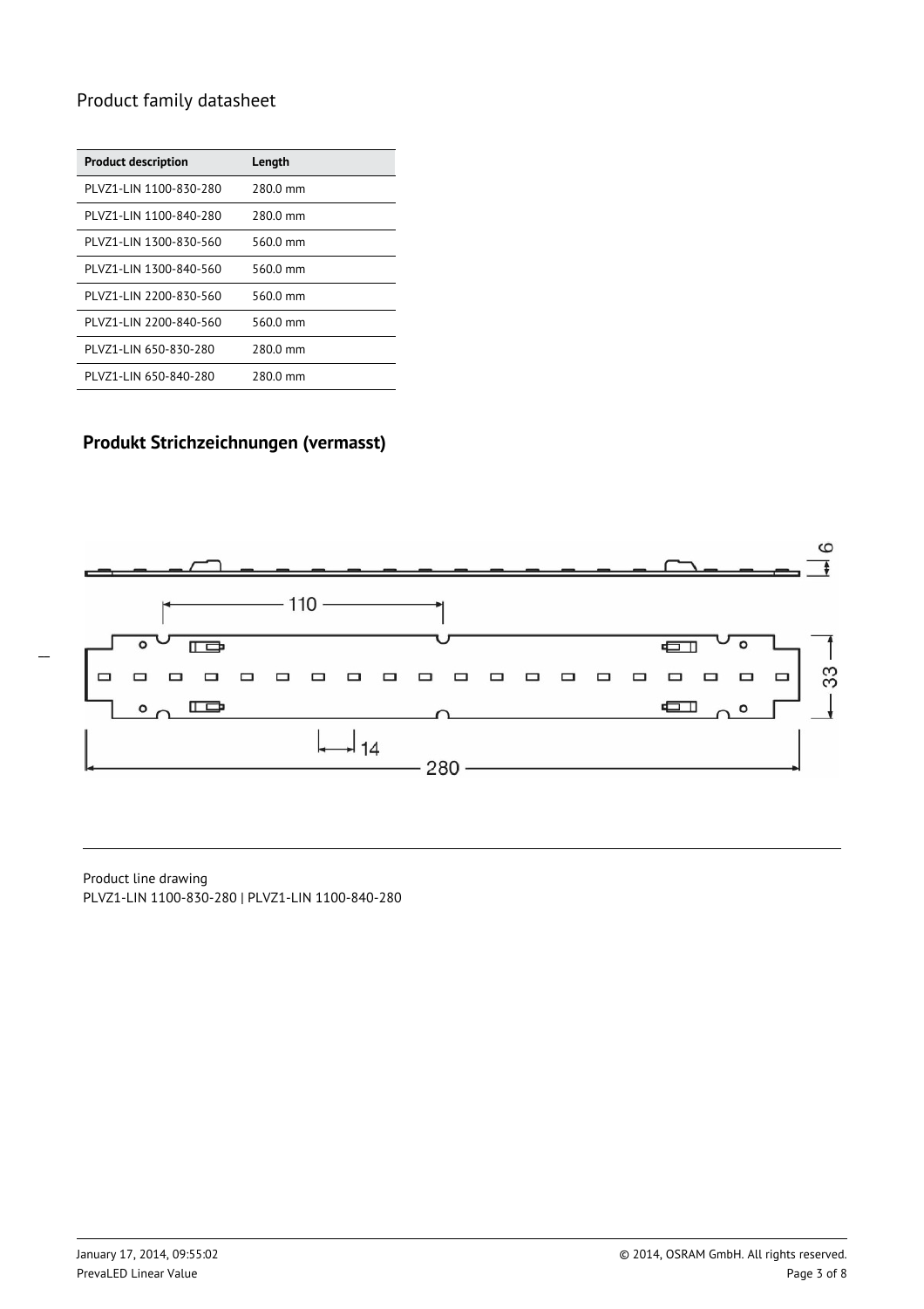## Product family datasheet

| Product description | Length |
| --- | --- |
| PLVZ1-LIN 1100-830-280 | 280.0 mm |
| PLVZ1-LIN 1100-840-280 | 280.0 mm |
| PLVZ1-LIN 1300-830-560 | 560.0 mm |
| PLVZ1-LIN 1300-840-560 | 560.0 mm |
| PLVZ1-LIN 2200-830-560 | 560.0 mm |
| PLVZ1-LIN 2200-840-560 | 560.0 mm |
| PLVZ1-LIN 650-830-280 | 280.0 mm |
| PLVZ1-LIN 650-840-280 | 280.0 mm |

## Produkt Strichzeichnungen (vermasst)

Product line drawing
PLVZ1-LIN 1100-830-280 | PLVZ1-LIN 1100-840-280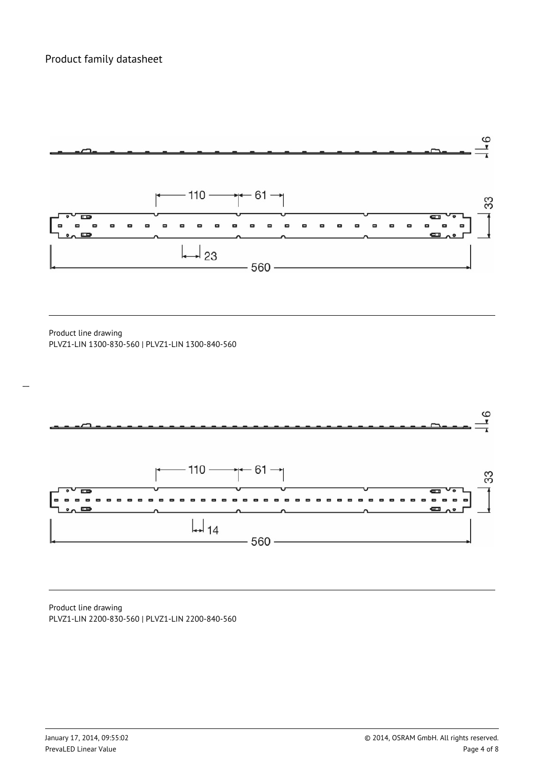Product family datasheet

Product line drawing
PLVZ1-LIN 1300-830-560 | PLVZ1-LIN 1300-840-560

Product line drawing
PLVZ1-LIN 2200-830-560 | PLVZ1-LIN 2200-840-560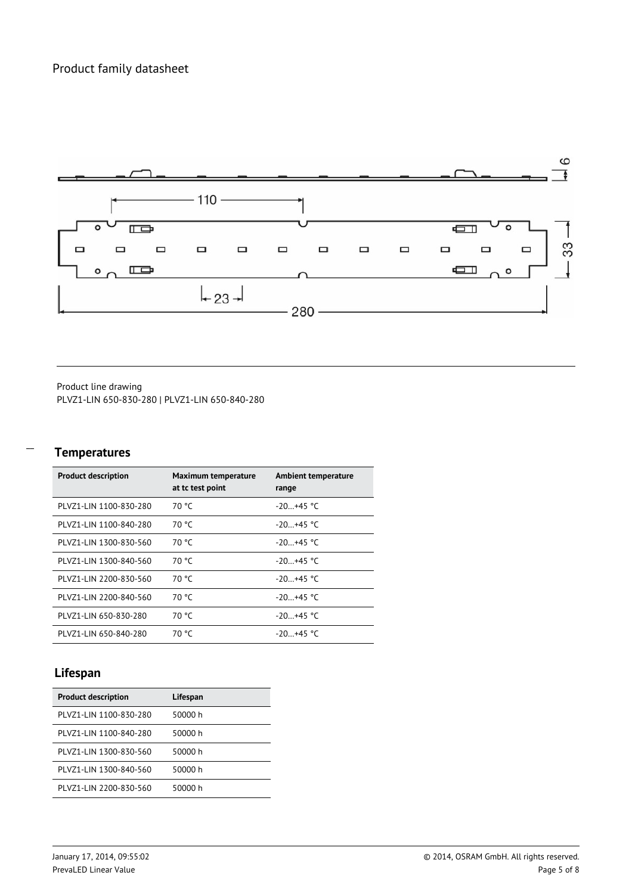Product family datasheet

Product line drawing
PLVZ1-LIN 650-830-280 | PLVZ1-LIN 650-840-280

## Temperatures

| Product description | Maximum temperature at tc test point | Ambient temperature range |
| --- | --- | --- |
| PLVZ1-LIN 1100-830-280 | 70 °C | -20…+45 °C |
| PLVZ1-LIN 1100-840-280 | 70 °C | -20…+45 °C |
| PLVZ1-LIN 1300-830-560 | 70 °C | -20…+45 °C |
| PLVZ1-LIN 1300-840-560 | 70 °C | -20…+45 °C |
| PLVZ1-LIN 2200-830-560 | 70 °C | -20…+45 °C |
| PLVZ1-LIN 2200-840-560 | 70 °C | -20…+45 °C |
| PLVZ1-LIN 650-830-280 | 70 °C | -20…+45 °C |
| PLVZ1-LIN 650-840-280 | 70 °C | -20…+45 °C |

## Lifespan

| Product description | Lifespan |
| --- | --- |
| PLVZ1-LIN 1100-830-280 | 50000 h |
| PLVZ1-LIN 1100-840-280 | 50000 h |
| PLVZ1-LIN 1300-830-560 | 50000 h |
| PLVZ1-LIN 1300-840-560 | 50000 h |
| PLVZ1-LIN 2200-830-560 | 50000 h |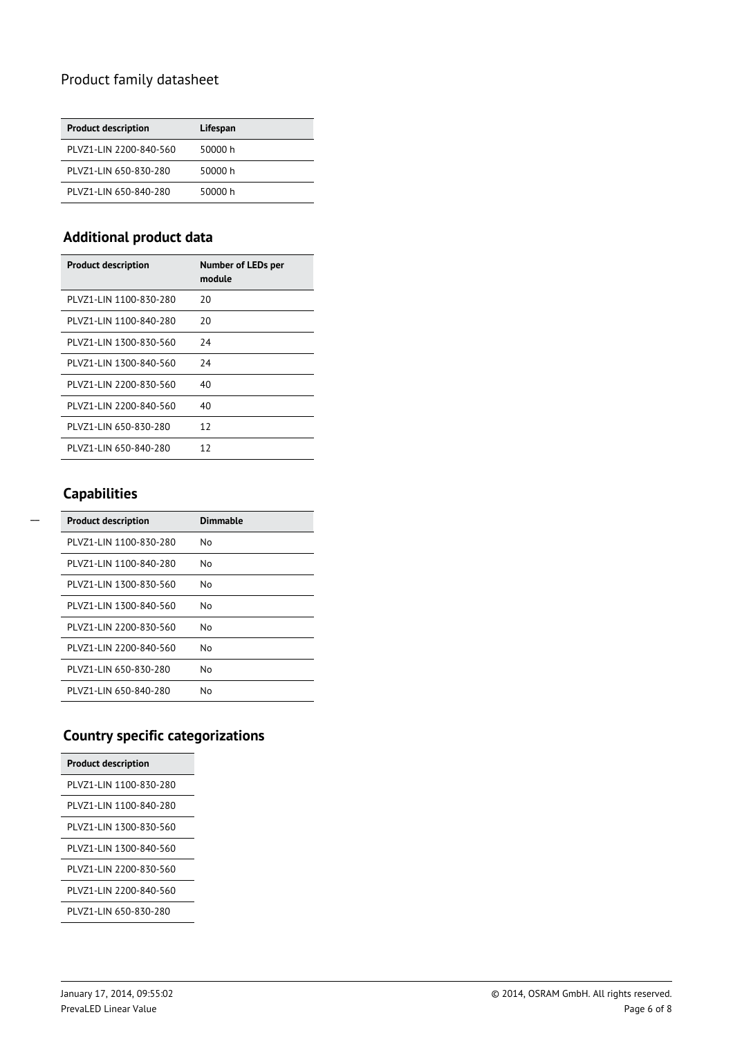Product family datasheet

| Product description | Lifespan |
|---|---|
| PLVZ1-LIN 2200-840-560 | 50000 h |
| PLVZ1-LIN 650-830-280 | 50000 h |
| PLVZ1-LIN 650-840-280 | 50000 h |

## Additional product data

| Product description | Number of LEDs per module |
|---|---|
| PLVZ1-LIN 1100-830-280 | 20 |
| PLVZ1-LIN 1100-840-280 | 20 |
| PLVZ1-LIN 1300-830-560 | 24 |
| PLVZ1-LIN 1300-840-560 | 24 |
| PLVZ1-LIN 2200-830-560 | 40 |
| PLVZ1-LIN 2200-840-560 | 40 |
| PLVZ1-LIN 650-830-280 | 12 |
| PLVZ1-LIN 650-840-280 | 12 |

## Capabilities

| Product description | Dimmable |
|---|---|
| PLVZ1-LIN 1100-830-280 | No |
| PLVZ1-LIN 1100-840-280 | No |
| PLVZ1-LIN 1300-830-560 | No |
| PLVZ1-LIN 1300-840-560 | No |
| PLVZ1-LIN 2200-830-560 | No |
| PLVZ1-LIN 2200-840-560 | No |
| PLVZ1-LIN 650-830-280 | No |
| PLVZ1-LIN 650-840-280 | No |

## Country specific categorizations

| Product description |
|---|
| PLVZ1-LIN 1100-830-280 |
| PLVZ1-LIN 1100-840-280 |
| PLVZ1-LIN 1300-830-560 |
| PLVZ1-LIN 1300-840-560 |
| PLVZ1-LIN 2200-830-560 |
| PLVZ1-LIN 2200-840-560 |
| PLVZ1-LIN 650-830-280 |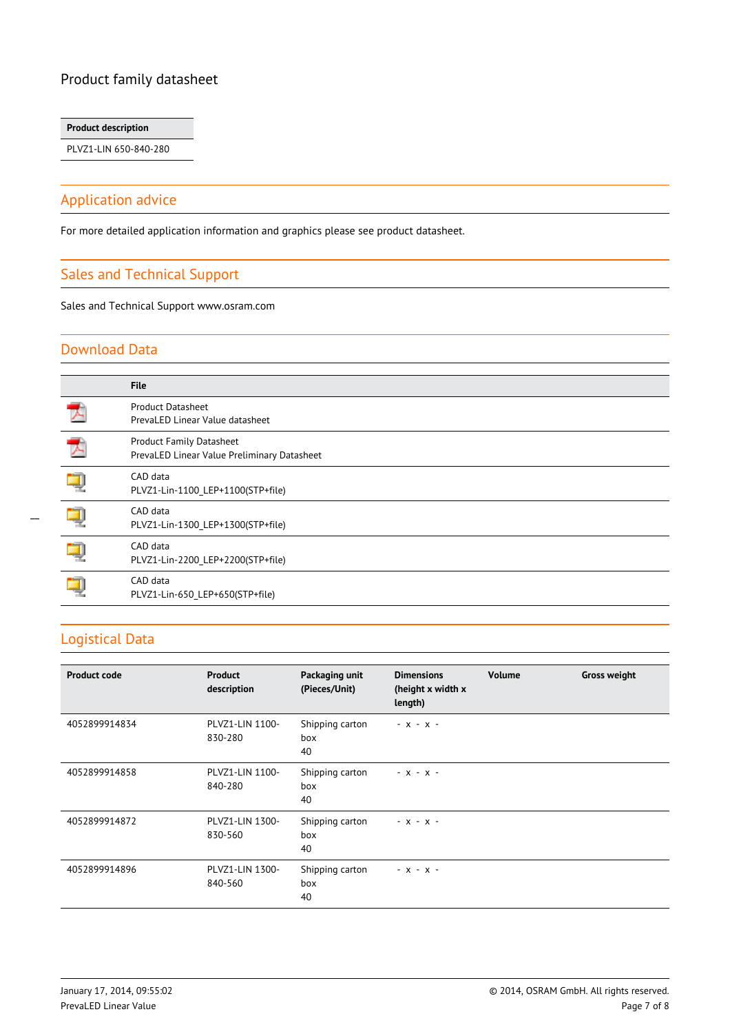Product family datasheet

| Product description |
|---|
| PLVZ1-LIN 650-840-280 |

## Application advice

For more detailed application information and graphics please see product datasheet.

## Sales and Technical Support

Sales and Technical Support www.osram.com

## Download Data

| | File |
|---|---|
| | Product Datasheet<br>PrevaLED Linear Value datasheet |
| | Product Family Datasheet<br>PrevaLED Linear Value Preliminary Datasheet |
| | CAD data<br>PLVZ1-Lin-1100_LEP+1100(STP+file) |
| | CAD data<br>PLVZ1-Lin-1300_LEP+1300(STP+file) |
| | CAD data<br>PLVZ1-Lin-2200_LEP+2200(STP+file) |
| | CAD data<br>PLVZ1-Lin-650_LEP+650(STP+file) |

## Logistical Data

| Product code | Product description | Packaging unit (Pieces/Unit) | Dimensions (height x width x length) | Volume | Gross weight |
|---|---|---|---|---|---|
| 4052899914834 | PLVZ1-LIN 1100-830-280 | Shipping carton box<br>40 | - x - x - | | |
| 4052899914858 | PLVZ1-LIN 1100-840-280 | Shipping carton box<br>40 | - x - x - | | |
| 4052899914872 | PLVZ1-LIN 1300-830-560 | Shipping carton box<br>40 | - x - x - | | |
| 4052899914896 | PLVZ1-LIN 1300-840-560 | Shipping carton box<br>40 | - x - x - | | |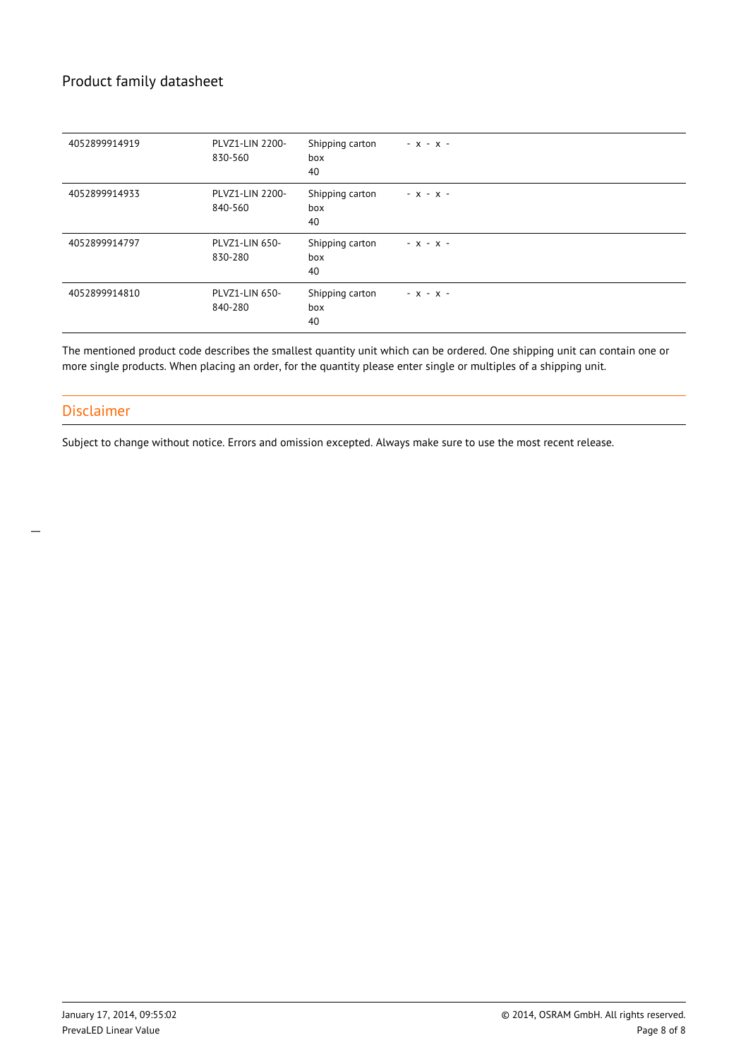| | | | |
|---|---|---|---|
| 4052899914919 | PLVZ1-LIN 2200-830-560 | Shipping carton box 40 | - x - x - |
| 4052899914933 | PLVZ1-LIN 2200-840-560 | Shipping carton box 40 | - x - x - |
| 4052899914797 | PLVZ1-LIN 650-830-280 | Shipping carton box 40 | - x - x - |
| 4052899914810 | PLVZ1-LIN 650-840-280 | Shipping carton box 40 | - x - x - |

The mentioned product code describes the smallest quantity unit which can be ordered. One shipping unit can contain one or more single products. When placing an order, for the quantity please enter single or multiples of a shipping unit.

## Disclaimer

Subject to change without notice. Errors and omission excepted. Always make sure to use the most recent release.